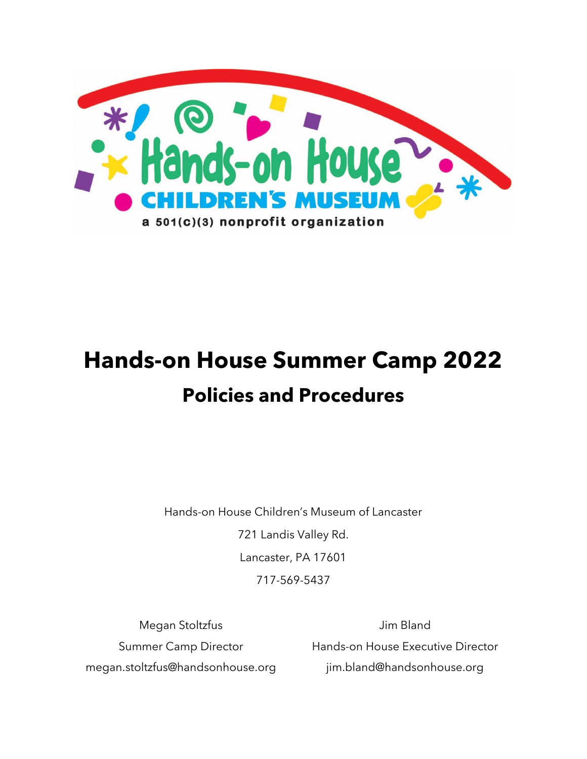Hands-on House

CHILDREN'S MUSEUM

a 501(c)(3) nonprofit organization

# Hands-on House Summer Camp 2022

## Policies and Procedures

Hands-on House Children's Museum of Lancaster

721 Landis Valley Rd.

Lancaster, PA 17601

717-569-5437

Megan Stoltzfus
Summer Camp Director
megan.stoltzfus@handsonhouse.org

Jim Bland
Hands-on House Executive Director
jim.bland@handsonhouse.org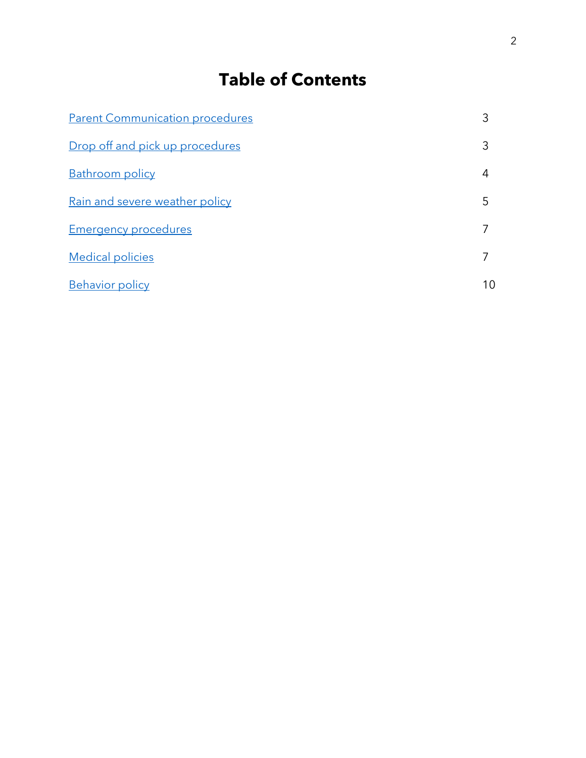# Table of Contents

| | |
|---|---|
| Parent Communication procedures | 3 |
| Drop off and pick up procedures | 3 |
| Bathroom policy | 4 |
| Rain and severe weather policy | 5 |
| Emergency procedures | 7 |
| Medical policies | 7 |
| Behavior policy | 10 |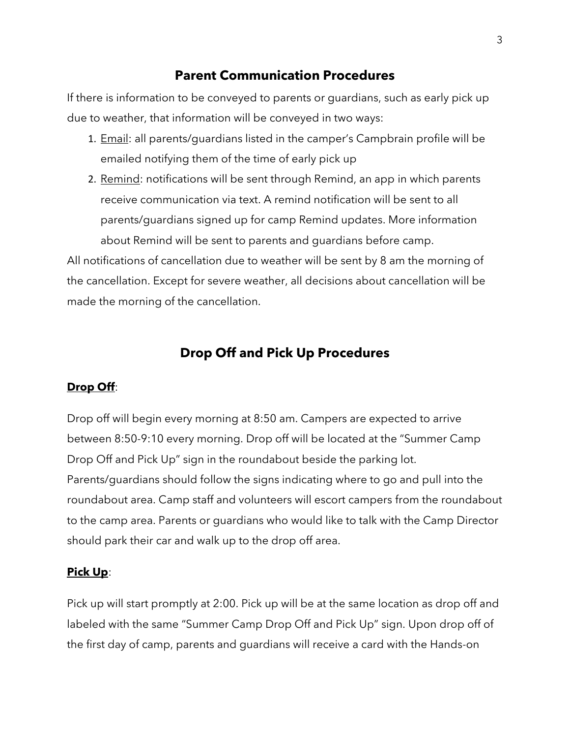## Parent Communication Procedures

If there is information to be conveyed to parents or guardians, such as early pick up due to weather, that information will be conveyed in two ways:

1. <u>Email</u>: all parents/guardians listed in the camper's Campbrain profile will be emailed notifying them of the time of early pick up
2. <u>Remind</u>: notifications will be sent through Remind, an app in which parents receive communication via text. A remind notification will be sent to all parents/guardians signed up for camp Remind updates. More information about Remind will be sent to parents and guardians before camp.

All notifications of cancellation due to weather will be sent by 8 am the morning of the cancellation. Except for severe weather, all decisions about cancellation will be made the morning of the cancellation.

## Drop Off and Pick Up Procedures

**<u>Drop Off</u>**:

Drop off will begin every morning at 8:50 am. Campers are expected to arrive between 8:50-9:10 every morning. Drop off will be located at the "Summer Camp Drop Off and Pick Up" sign in the roundabout beside the parking lot. Parents/guardians should follow the signs indicating where to go and pull into the roundabout area. Camp staff and volunteers will escort campers from the roundabout to the camp area. Parents or guardians who would like to talk with the Camp Director should park their car and walk up to the drop off area.

**<u>Pick Up</u>**:

Pick up will start promptly at 2:00. Pick up will be at the same location as drop off and labeled with the same "Summer Camp Drop Off and Pick Up" sign. Upon drop off of the first day of camp, parents and guardians will receive a card with the Hands-on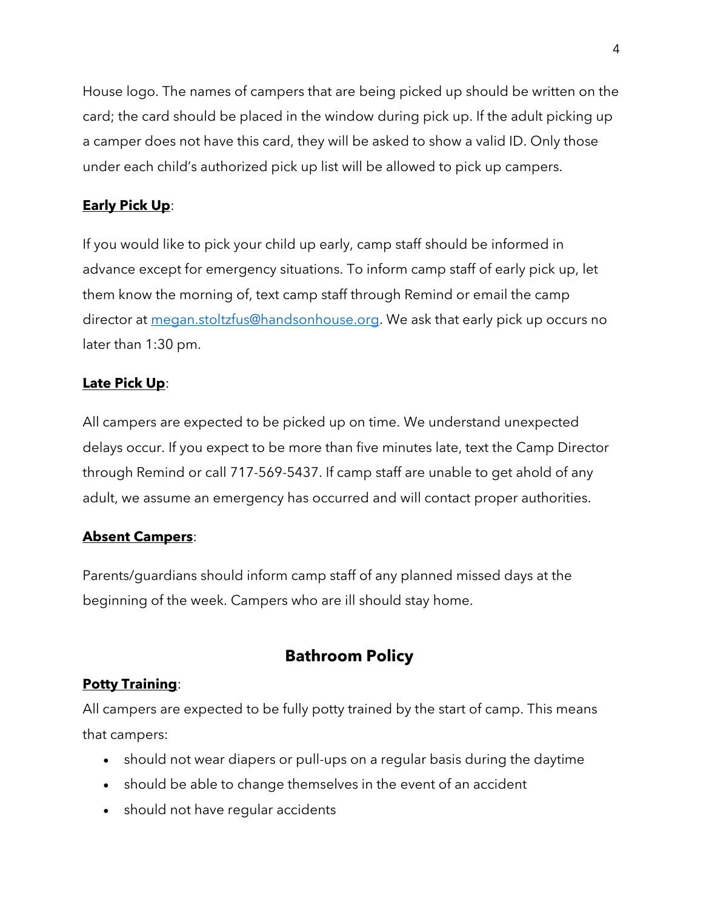House logo. The names of campers that are being picked up should be written on the card; the card should be placed in the window during pick up. If the adult picking up a camper does not have this card, they will be asked to show a valid ID. Only those under each child's authorized pick up list will be allowed to pick up campers.

**Early Pick Up**:

If you would like to pick your child up early, camp staff should be informed in advance except for emergency situations. To inform camp staff of early pick up, let them know the morning of, text camp staff through Remind or email the camp director at megan.stoltzfus@handsonhouse.org. We ask that early pick up occurs no later than 1:30 pm.

**Late Pick Up**:

All campers are expected to be picked up on time. We understand unexpected delays occur. If you expect to be more than five minutes late, text the Camp Director through Remind or call 717-569-5437. If camp staff are unable to get ahold of any adult, we assume an emergency has occurred and will contact proper authorities.

**Absent Campers**:

Parents/guardians should inform camp staff of any planned missed days at the beginning of the week. Campers who are ill should stay home.

## Bathroom Policy

**Potty Training**:

All campers are expected to be fully potty trained by the start of camp. This means that campers:

- should not wear diapers or pull-ups on a regular basis during the daytime
- should be able to change themselves in the event of an accident
- should not have regular accidents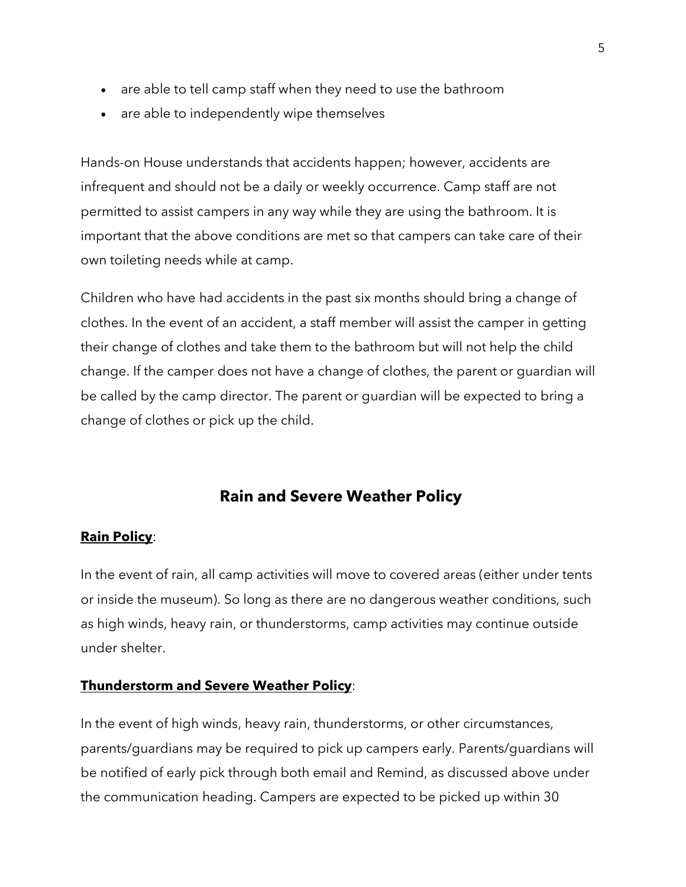- are able to tell camp staff when they need to use the bathroom
- are able to independently wipe themselves

Hands-on House understands that accidents happen; however, accidents are infrequent and should not be a daily or weekly occurrence. Camp staff are not permitted to assist campers in any way while they are using the bathroom. It is important that the above conditions are met so that campers can take care of their own toileting needs while at camp.

Children who have had accidents in the past six months should bring a change of clothes. In the event of an accident, a staff member will assist the camper in getting their change of clothes and take them to the bathroom but will not help the child change. If the camper does not have a change of clothes, the parent or guardian will be called by the camp director. The parent or guardian will be expected to bring a change of clothes or pick up the child.

## Rain and Severe Weather Policy

**Rain Policy**:

In the event of rain, all camp activities will move to covered areas (either under tents or inside the museum). So long as there are no dangerous weather conditions, such as high winds, heavy rain, or thunderstorms, camp activities may continue outside under shelter.

**Thunderstorm and Severe Weather Policy**:

In the event of high winds, heavy rain, thunderstorms, or other circumstances, parents/guardians may be required to pick up campers early. Parents/guardians will be notified of early pick through both email and Remind, as discussed above under the communication heading. Campers are expected to be picked up within 30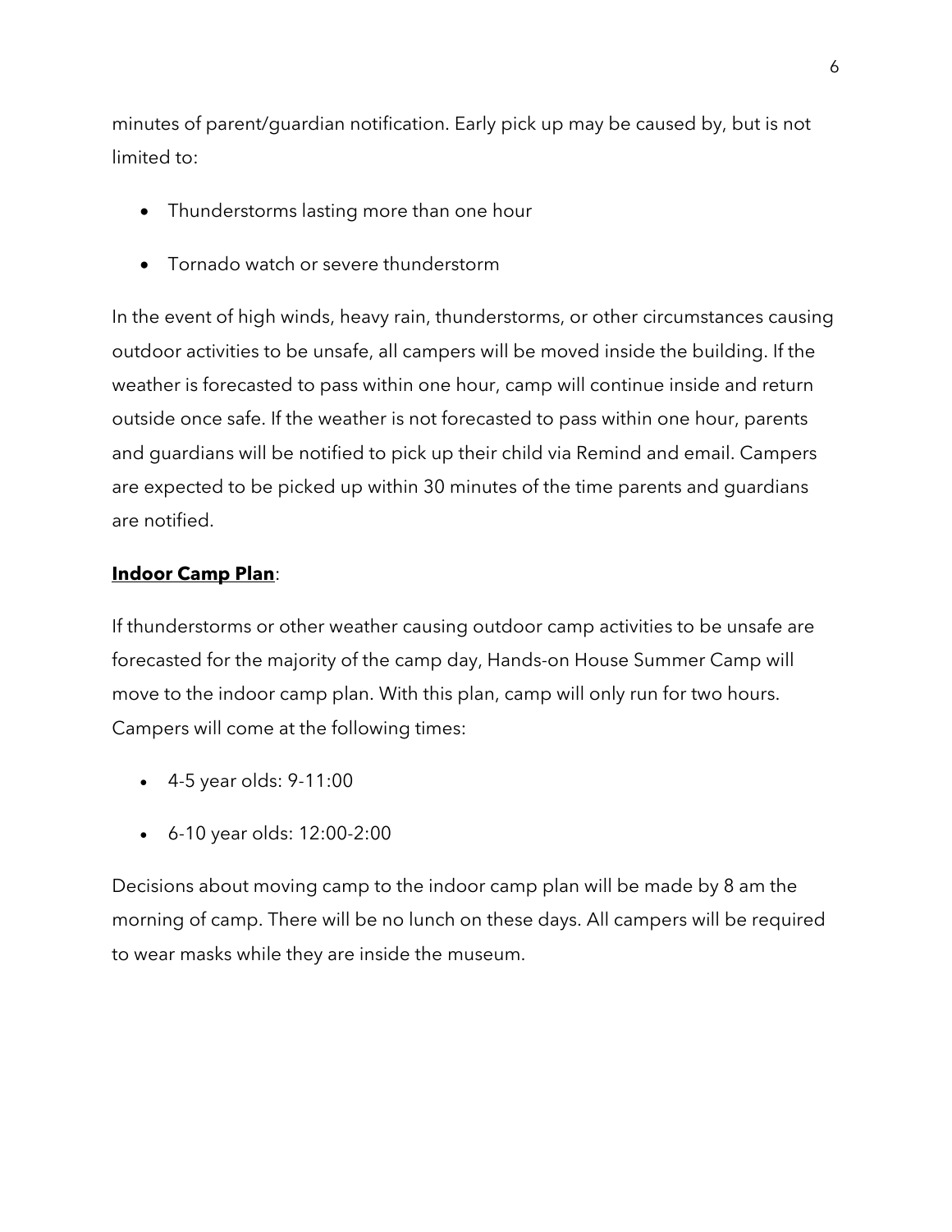minutes of parent/guardian notification. Early pick up may be caused by, but is not limited to:

- Thunderstorms lasting more than one hour
- Tornado watch or severe thunderstorm

In the event of high winds, heavy rain, thunderstorms, or other circumstances causing outdoor activities to be unsafe, all campers will be moved inside the building. If the weather is forecasted to pass within one hour, camp will continue inside and return outside once safe. If the weather is not forecasted to pass within one hour, parents and guardians will be notified to pick up their child via Remind and email. Campers are expected to be picked up within 30 minutes of the time parents and guardians are notified.

**Indoor Camp Plan**:

If thunderstorms or other weather causing outdoor camp activities to be unsafe are forecasted for the majority of the camp day, Hands-on House Summer Camp will move to the indoor camp plan. With this plan, camp will only run for two hours. Campers will come at the following times:

- 4-5 year olds: 9-11:00
- 6-10 year olds: 12:00-2:00

Decisions about moving camp to the indoor camp plan will be made by 8 am the morning of camp. There will be no lunch on these days. All campers will be required to wear masks while they are inside the museum.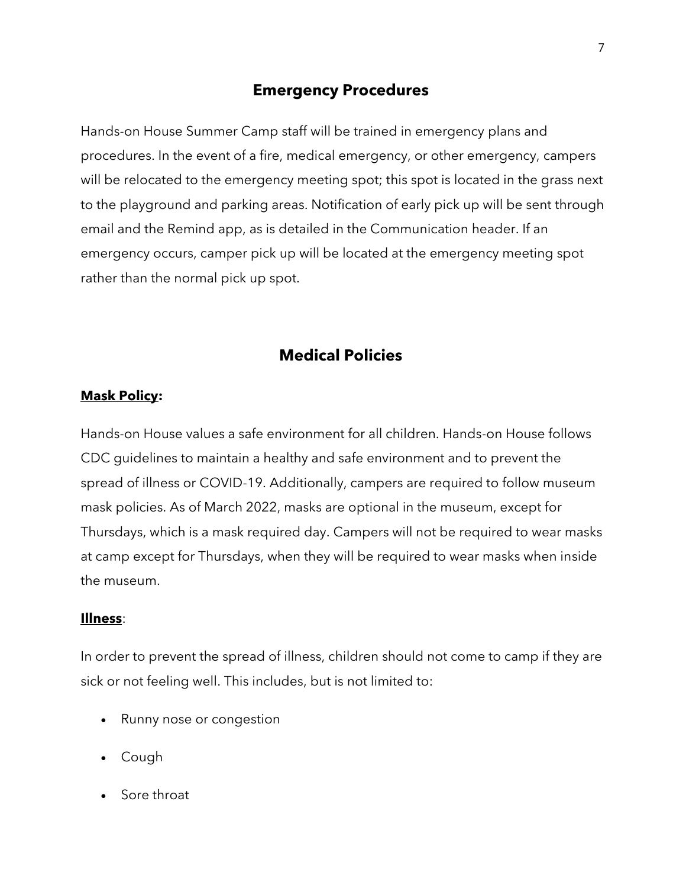## Emergency Procedures

Hands-on House Summer Camp staff will be trained in emergency plans and procedures. In the event of a fire, medical emergency, or other emergency, campers will be relocated to the emergency meeting spot; this spot is located in the grass next to the playground and parking areas. Notification of early pick up will be sent through email and the Remind app, as is detailed in the Communication header. If an emergency occurs, camper pick up will be located at the emergency meeting spot rather than the normal pick up spot.

## Medical Policies

**Mask Policy:**

Hands-on House values a safe environment for all children. Hands-on House follows CDC guidelines to maintain a healthy and safe environment and to prevent the spread of illness or COVID-19. Additionally, campers are required to follow museum mask policies. As of March 2022, masks are optional in the museum, except for Thursdays, which is a mask required day. Campers will not be required to wear masks at camp except for Thursdays, when they will be required to wear masks when inside the museum.

**Illness**:

In order to prevent the spread of illness, children should not come to camp if they are sick or not feeling well. This includes, but is not limited to:

- Runny nose or congestion
- Cough
- Sore throat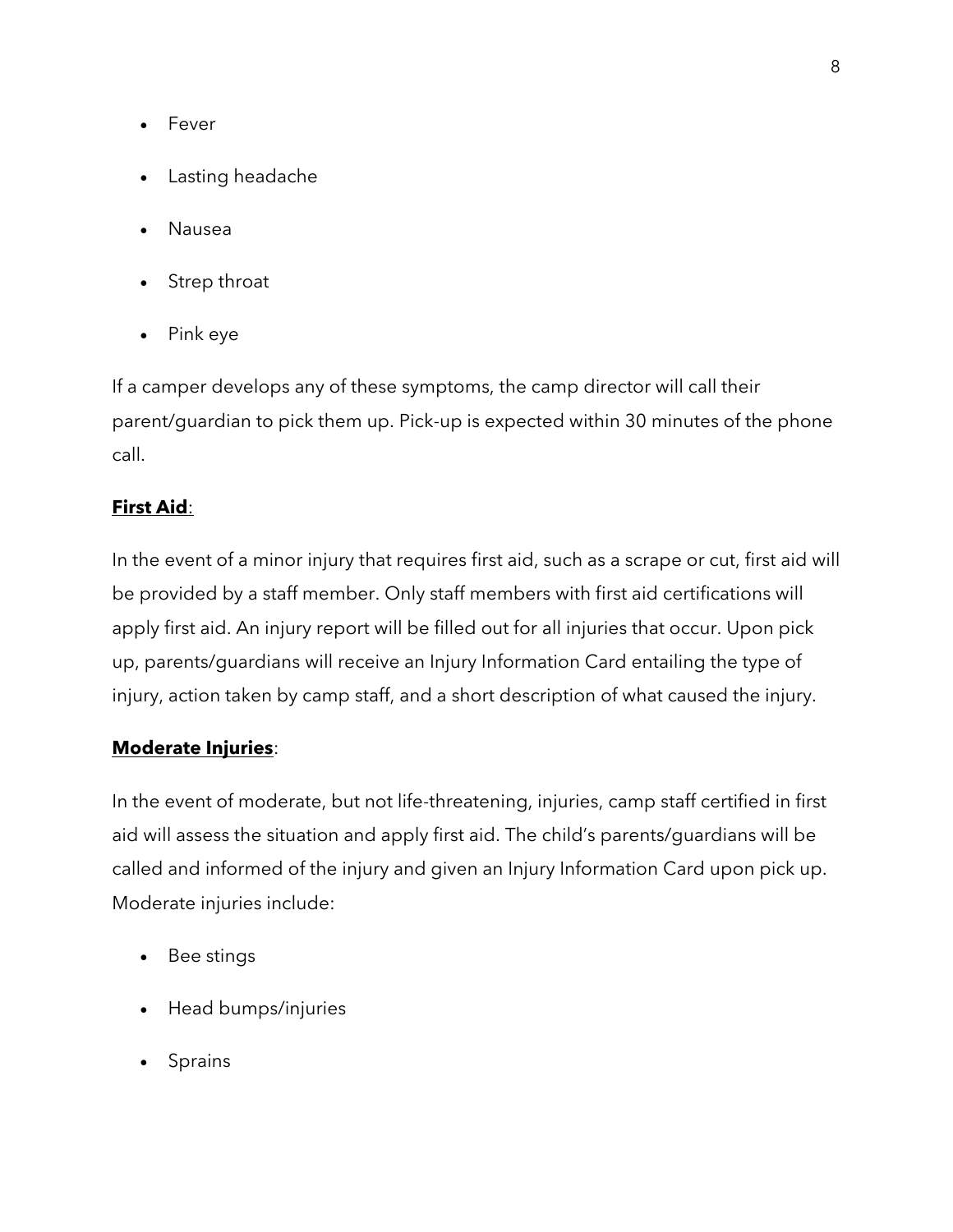- Fever
- Lasting headache
- Nausea
- Strep throat
- Pink eye

If a camper develops any of these symptoms, the camp director will call their parent/guardian to pick them up. Pick-up is expected within 30 minutes of the phone call.

**First Aid**:

In the event of a minor injury that requires first aid, such as a scrape or cut, first aid will be provided by a staff member. Only staff members with first aid certifications will apply first aid. An injury report will be filled out for all injuries that occur. Upon pick up, parents/guardians will receive an Injury Information Card entailing the type of injury, action taken by camp staff, and a short description of what caused the injury.

**Moderate Injuries**:

In the event of moderate, but not life-threatening, injuries, camp staff certified in first aid will assess the situation and apply first aid. The child's parents/guardians will be called and informed of the injury and given an Injury Information Card upon pick up. Moderate injuries include:

- Bee stings
- Head bumps/injuries
- Sprains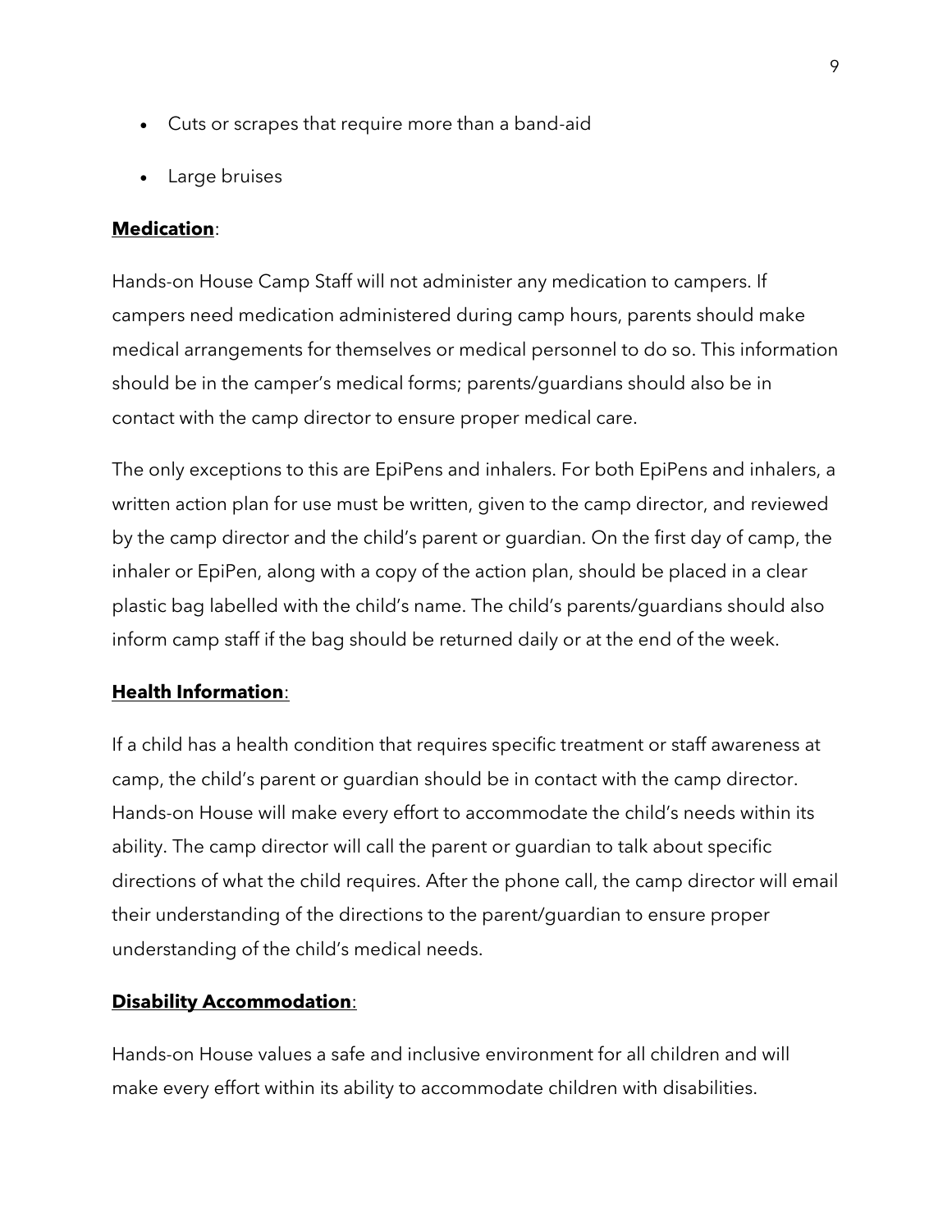- Cuts or scrapes that require more than a band-aid
- Large bruises

**<u>Medication</u>**:

Hands-on House Camp Staff will not administer any medication to campers. If campers need medication administered during camp hours, parents should make medical arrangements for themselves or medical personnel to do so. This information should be in the camper's medical forms; parents/guardians should also be in contact with the camp director to ensure proper medical care.

The only exceptions to this are EpiPens and inhalers. For both EpiPens and inhalers, a written action plan for use must be written, given to the camp director, and reviewed by the camp director and the child's parent or guardian. On the first day of camp, the inhaler or EpiPen, along with a copy of the action plan, should be placed in a clear plastic bag labelled with the child's name. The child's parents/guardians should also inform camp staff if the bag should be returned daily or at the end of the week.

**<u>Health Information</u>**:

If a child has a health condition that requires specific treatment or staff awareness at camp, the child's parent or guardian should be in contact with the camp director. Hands-on House will make every effort to accommodate the child's needs within its ability. The camp director will call the parent or guardian to talk about specific directions of what the child requires. After the phone call, the camp director will email their understanding of the directions to the parent/guardian to ensure proper understanding of the child's medical needs.

**<u>Disability Accommodation</u>**:

Hands-on House values a safe and inclusive environment for all children and will make every effort within its ability to accommodate children with disabilities.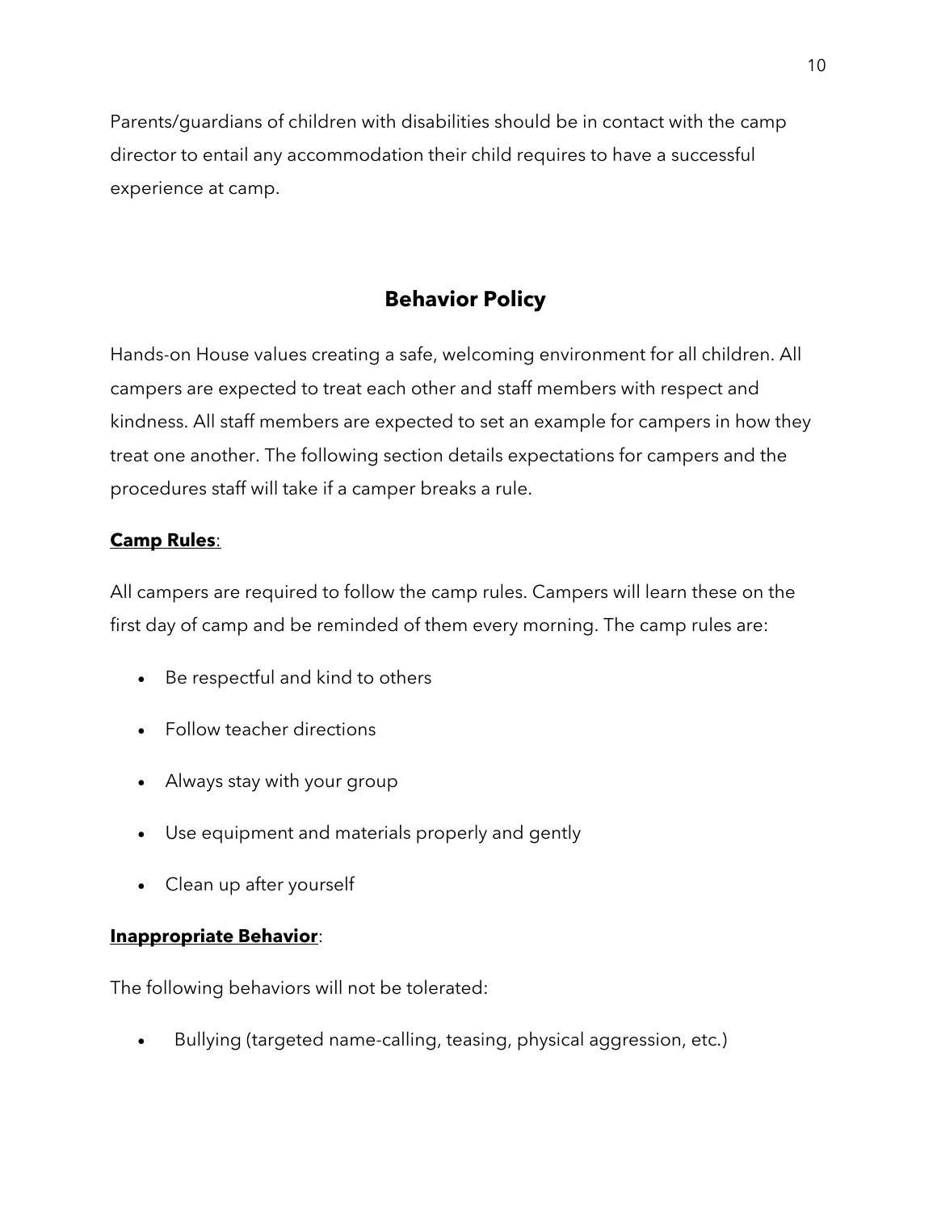Parents/guardians of children with disabilities should be in contact with the camp director to entail any accommodation their child requires to have a successful experience at camp.

## Behavior Policy

Hands-on House values creating a safe, welcoming environment for all children. All campers are expected to treat each other and staff members with respect and kindness. All staff members are expected to set an example for campers in how they treat one another. The following section details expectations for campers and the procedures staff will take if a camper breaks a rule.

**<u>Camp Rules</u>**:

All campers are required to follow the camp rules. Campers will learn these on the first day of camp and be reminded of them every morning. The camp rules are:

- Be respectful and kind to others
- Follow teacher directions
- Always stay with your group
- Use equipment and materials properly and gently
- Clean up after yourself

**<u>Inappropriate Behavior</u>**:

The following behaviors will not be tolerated:

- Bullying (targeted name-calling, teasing, physical aggression, etc.)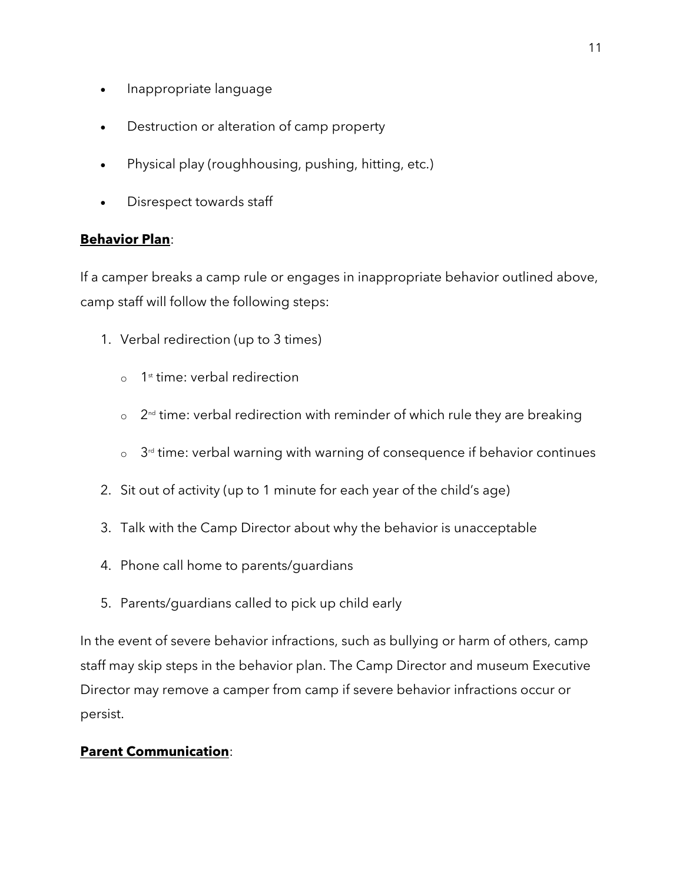- Inappropriate language
- Destruction or alteration of camp property
- Physical play (roughhousing, pushing, hitting, etc.)
- Disrespect towards staff

**Behavior Plan**:

If a camper breaks a camp rule or engages in inappropriate behavior outlined above, camp staff will follow the following steps:

1. Verbal redirection (up to 3 times)
   - 1st time: verbal redirection
   - 2nd time: verbal redirection with reminder of which rule they are breaking
   - 3rd time: verbal warning with warning of consequence if behavior continues
2. Sit out of activity (up to 1 minute for each year of the child's age)
3. Talk with the Camp Director about why the behavior is unacceptable
4. Phone call home to parents/guardians
5. Parents/guardians called to pick up child early

In the event of severe behavior infractions, such as bullying or harm of others, camp staff may skip steps in the behavior plan. The Camp Director and museum Executive Director may remove a camper from camp if severe behavior infractions occur or persist.

**Parent Communication**: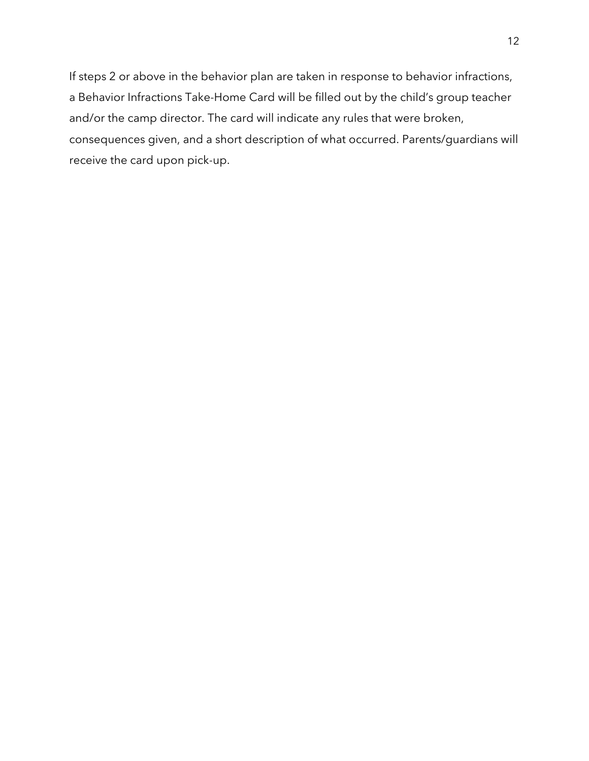If steps 2 or above in the behavior plan are taken in response to behavior infractions, a Behavior Infractions Take-Home Card will be filled out by the child's group teacher and/or the camp director. The card will indicate any rules that were broken, consequences given, and a short description of what occurred. Parents/guardians will receive the card upon pick-up.